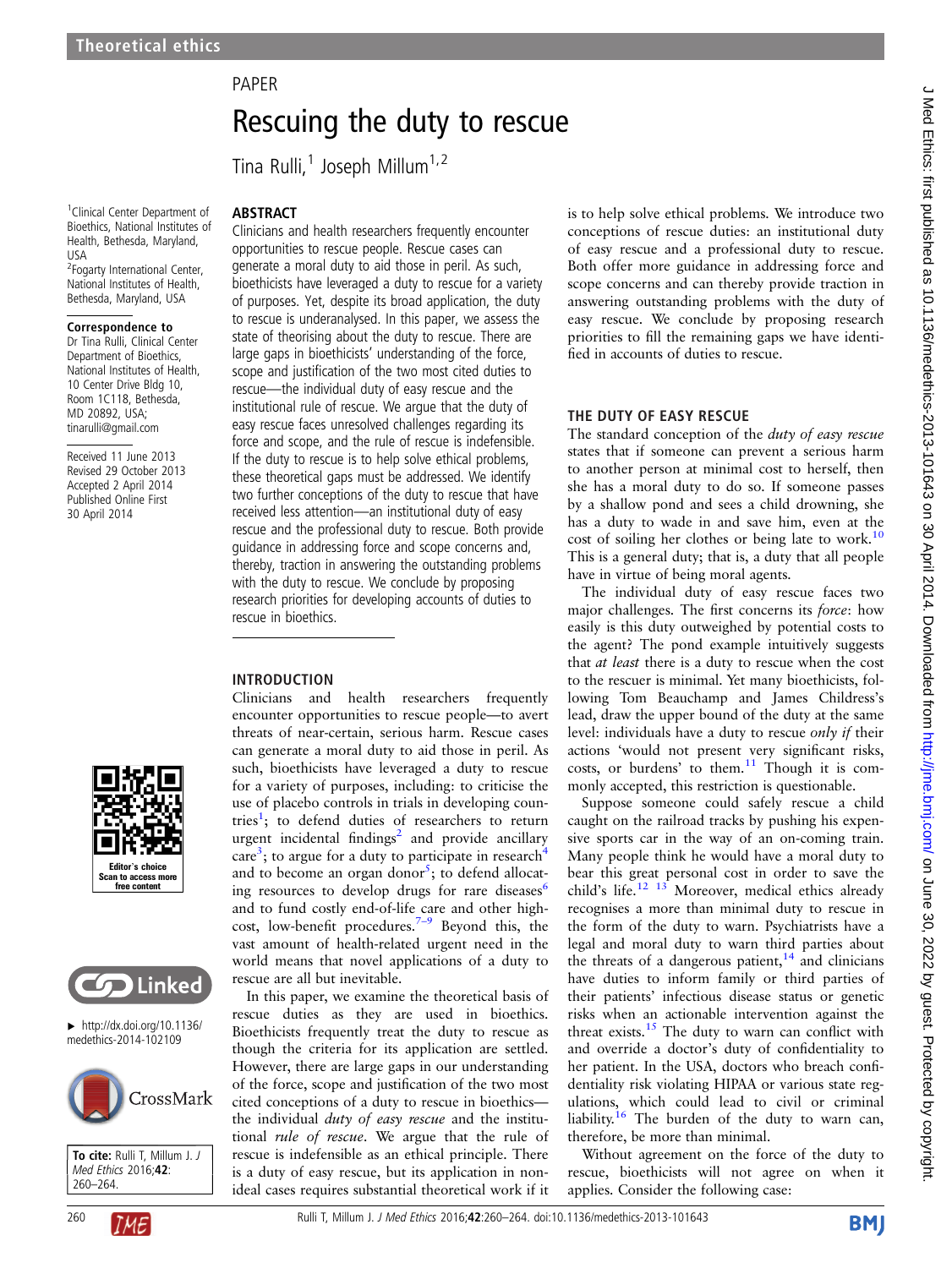PAPER

# Rescuing the duty to rescue

Tina Rulli,[1] Joseph Millum[1,2]

[1]Clinical Center Department of Bioethics, National Institutes of Health, Bethesda, Maryland, USA
[2]Fogarty International Center, National Institutes of Health, Bethesda, Maryland, USA

**Correspondence to**
Dr Tina Rulli, Clinical Center Department of Bioethics, National Institutes of Health, 10 Center Drive Bldg 10, Room 1C118, Bethesda, MD 20892, USA; tinarulli@gmail.com

Received 11 June 2013
Revised 29 October 2013
Accepted 2 April 2014
Published Online First 30 April 2014

Editor's choice
Scan to access more free content

► http://dx.doi.org/10.1136/medethics-2014-102109

**To cite:** Rulli T, Millum J. *J Med Ethics* 2016;**42**: 260–264.

## ABSTRACT

Clinicians and health researchers frequently encounter opportunities to rescue people. Rescue cases can generate a moral duty to aid those in peril. As such, bioethicists have leveraged a duty to rescue for a variety of purposes. Yet, despite its broad application, the duty to rescue is underanalysed. In this paper, we assess the state of theorising about the duty to rescue. There are large gaps in bioethicists' understanding of the force, scope and justification of the two most cited duties to rescue—the individual duty of easy rescue and the institutional rule of rescue. We argue that the duty of easy rescue faces unresolved challenges regarding its force and scope, and the rule of rescue is indefensible. If the duty to rescue is to help solve ethical problems, these theoretical gaps must be addressed. We identify two further conceptions of the duty to rescue that have received less attention—an institutional duty of easy rescue and the professional duty to rescue. Both provide guidance in addressing force and scope concerns and, thereby, traction in answering the outstanding problems with the duty to rescue. We conclude by proposing research priorities for developing accounts of duties to rescue in bioethics.

## INTRODUCTION

Clinicians and health researchers frequently encounter opportunities to rescue people—to avert threats of near-certain, serious harm. Rescue cases can generate a moral duty to aid those in peril. As such, bioethicists have leveraged a duty to rescue for a variety of purposes, including: to criticise the use of placebo controls in trials in developing countries[1]; to defend duties of researchers to return urgent incidental findings[2] and provide ancillary care[3]; to argue for a duty to participate in research[4] and to become an organ donor[5]; to defend allocating resources to develop drugs for rare diseases[6] and to fund costly end-of-life care and other high-cost, low-benefit procedures.[7–9] Beyond this, the vast amount of health-related urgent need in the world means that novel applications of a duty to rescue are all but inevitable.

In this paper, we examine the theoretical basis of rescue duties as they are used in bioethics. Bioethicists frequently treat the duty to rescue as though the criteria for its application are settled. However, there are large gaps in our understanding of the force, scope and justification of the two most cited conceptions of a duty to rescue in bioethics—the individual *duty of easy rescue* and the institutional *rule of rescue*. We argue that the rule of rescue is indefensible as an ethical principle. There is a duty of easy rescue, but its application in non-ideal cases requires substantial theoretical work if it is to help solve ethical problems. We introduce two conceptions of rescue duties: an institutional duty of easy rescue and a professional duty to rescue. Both offer more guidance in addressing force and scope concerns and can thereby provide traction in answering outstanding problems with the duty of easy rescue. We conclude by proposing research priorities to fill the remaining gaps we have identified in accounts of duties to rescue.

## THE DUTY OF EASY RESCUE

The standard conception of the *duty of easy rescue* states that if someone can prevent a serious harm to another person at minimal cost to herself, then she has a moral duty to do so. If someone passes by a shallow pond and sees a child drowning, she has a duty to wade in and save him, even at the cost of soiling her clothes or being late to work.[10] This is a general duty; that is, a duty that all people have in virtue of being moral agents.

The individual duty of easy rescue faces two major challenges. The first concerns its *force*: how easily is this duty outweighed by potential costs to the agent? The pond example intuitively suggests that *at least* there is a duty to rescue when the cost to the rescuer is minimal. Yet many bioethicists, following Tom Beauchamp and James Childress's lead, draw the upper bound of the duty at the same level: individuals have a duty to rescue *only if* their actions 'would not present very significant risks, costs, or burdens' to them.[11] Though it is commonly accepted, this restriction is questionable.

Suppose someone could safely rescue a child caught on the railroad tracks by pushing his expensive sports car in the way of an on-coming train. Many people think he would have a moral duty to bear this great personal cost in order to save the child's life.[12 13] Moreover, medical ethics already recognises a more than minimal duty to rescue in the form of the duty to warn. Psychiatrists have a legal and moral duty to warn third parties about the threats of a dangerous patient,[14] and clinicians have duties to inform family or third parties of their patients' infectious disease status or genetic risks when an actionable intervention against the threat exists.[15] The duty to warn can conflict with and override a doctor's duty of confidentiality to her patient. In the USA, doctors who breach confidentiality risk violating HIPAA or various state regulations, which could lead to civil or criminal liability.[16] The burden of the duty to warn can, therefore, be more than minimal.

Without agreement on the force of the duty to rescue, bioethicists will not agree on when it applies. Consider the following case: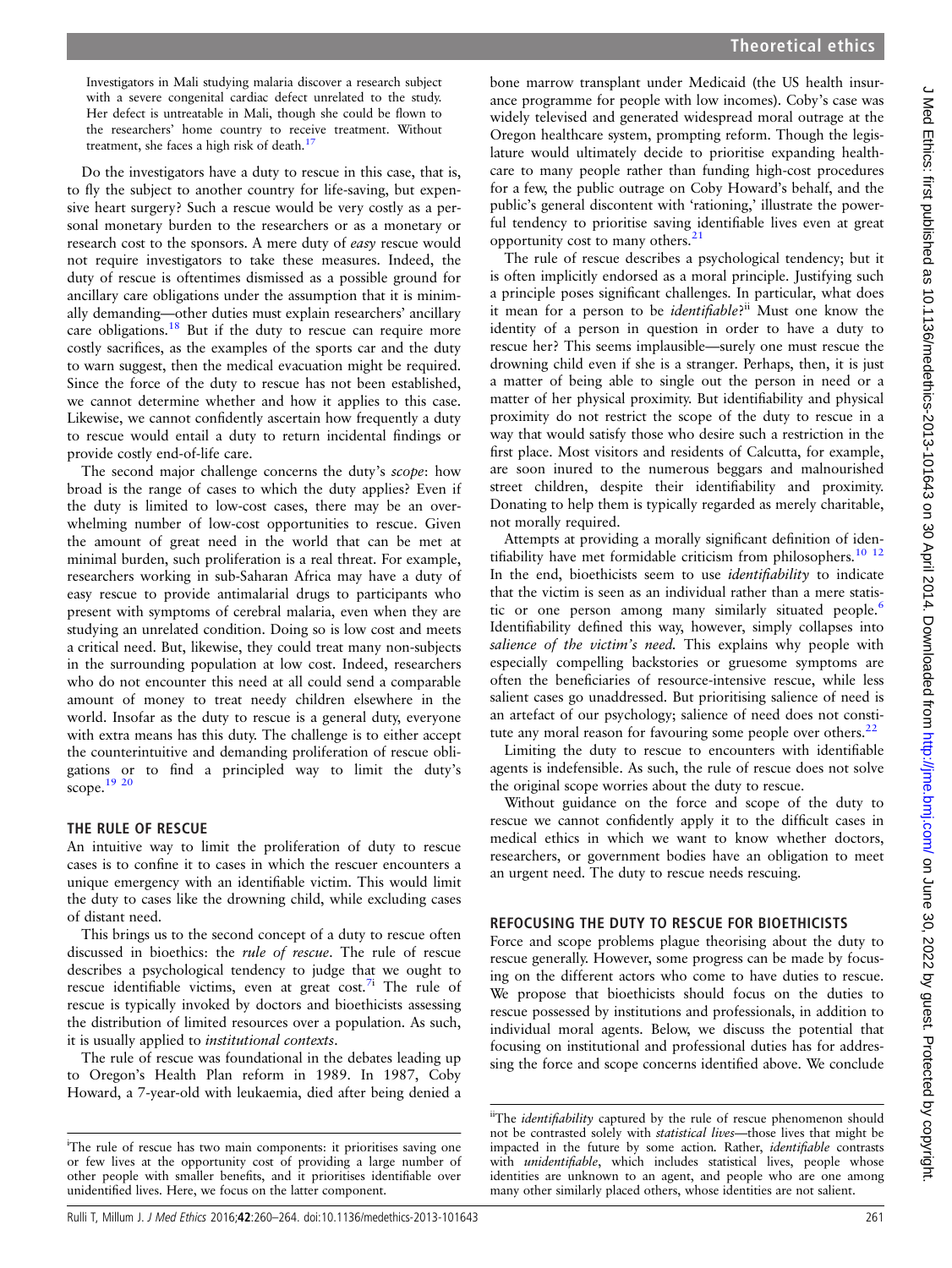Investigators in Mali studying malaria discover a research subject with a severe congenital cardiac defect unrelated to the study. Her defect is untreatable in Mali, though she could be flown to the researchers' home country to receive treatment. Without treatment, she faces a high risk of death.[17]

Do the investigators have a duty to rescue in this case, that is, to fly the subject to another country for life-saving, but expensive heart surgery? Such a rescue would be very costly as a personal monetary burden to the researchers or as a monetary or research cost to the sponsors. A mere duty of *easy* rescue would not require investigators to take these measures. Indeed, the duty of rescue is oftentimes dismissed as a possible ground for ancillary care obligations under the assumption that it is minimally demanding—other duties must explain researchers' ancillary care obligations.[18] But if the duty to rescue can require more costly sacrifices, as the examples of the sports car and the duty to warn suggest, then the medical evacuation might be required. Since the force of the duty to rescue has not been established, we cannot determine whether and how it applies to this case. Likewise, we cannot confidently ascertain how frequently a duty to rescue would entail a duty to return incidental findings or provide costly end-of-life care.

The second major challenge concerns the duty's *scope*: how broad is the range of cases to which the duty applies? Even if the duty is limited to low-cost cases, there may be an overwhelming number of low-cost opportunities to rescue. Given the amount of great need in the world that can be met at minimal burden, such proliferation is a real threat. For example, researchers working in sub-Saharan Africa may have a duty of easy rescue to provide antimalarial drugs to participants who present with symptoms of cerebral malaria, even when they are studying an unrelated condition. Doing so is low cost and meets a critical need. But, likewise, they could treat many non-subjects in the surrounding population at low cost. Indeed, researchers who do not encounter this need at all could send a comparable amount of money to treat needy children elsewhere in the world. Insofar as the duty to rescue is a general duty, everyone with extra means has this duty. The challenge is to either accept the counterintuitive and demanding proliferation of rescue obligations or to find a principled way to limit the duty's scope.[19,20]

## THE RULE OF RESCUE

An intuitive way to limit the proliferation of duty to rescue cases is to confine it to cases in which the rescuer encounters a unique emergency with an identifiable victim. This would limit the duty to cases like the drowning child, while excluding cases of distant need.

This brings us to the second concept of a duty to rescue often discussed in bioethics: the *rule of rescue*. The rule of rescue describes a psychological tendency to judge that we ought to rescue identifiable victims, even at great cost.[7,i] The rule of rescue is typically invoked by doctors and bioethicists assessing the distribution of limited resources over a population. As such, it is usually applied to *institutional contexts*.

The rule of rescue was foundational in the debates leading up to Oregon's Health Plan reform in 1989. In 1987, Coby Howard, a 7-year-old with leukaemia, died after being denied a bone marrow transplant under Medicaid (the US health insurance programme for people with low incomes). Coby's case was widely televised and generated widespread moral outrage at the Oregon healthcare system, prompting reform. Though the legislature would ultimately decide to prioritise expanding healthcare to many people rather than funding high-cost procedures for a few, the public outrage on Coby Howard's behalf, and the public's general discontent with 'rationing,' illustrate the powerful tendency to prioritise saving identifiable lives even at great opportunity cost to many others.[21]

The rule of rescue describes a psychological tendency; but it is often implicitly endorsed as a moral principle. Justifying such a principle poses significant challenges. In particular, what does it mean for a person to be *identifiable*?[ii] Must one know the identity of a person in question in order to have a duty to rescue her? This seems implausible—surely one must rescue the drowning child even if she is a stranger. Perhaps, then, it is just a matter of being able to single out the person in need or a matter of her physical proximity. But identifiability and physical proximity do not restrict the scope of the duty to rescue in a way that would satisfy those who desire such a restriction in the first place. Most visitors and residents of Calcutta, for example, are soon inured to the numerous beggars and malnourished street children, despite their identifiability and proximity. Donating to help them is typically regarded as merely charitable, not morally required.

Attempts at providing a morally significant definition of identifiability have met formidable criticism from philosophers.[10,12] In the end, bioethicists seem to use *identifiability* to indicate that the victim is seen as an individual rather than a mere statistic or one person among many similarly situated people.[6] Identifiability defined this way, however, simply collapses into *salience of the victim's need*. This explains why people with especially compelling backstories or gruesome symptoms are often the beneficiaries of resource-intensive rescue, while less salient cases go unaddressed. But prioritising salience of need is an artefact of our psychology; salience of need does not constitute any moral reason for favouring some people over others.[22]

Limiting the duty to rescue to encounters with identifiable agents is indefensible. As such, the rule of rescue does not solve the original scope worries about the duty to rescue.

Without guidance on the force and scope of the duty to rescue we cannot confidently apply it to the difficult cases in medical ethics in which we want to know whether doctors, researchers, or government bodies have an obligation to meet an urgent need. The duty to rescue needs rescuing.

## REFOCUSING THE DUTY TO RESCUE FOR BIOETHICISTS

Force and scope problems plague theorising about the duty to rescue generally. However, some progress can be made by focusing on the different actors who come to have duties to rescue. We propose that bioethicists should focus on the duties to rescue possessed by institutions and professionals, in addition to individual moral agents. Below, we discuss the potential that focusing on institutional and professional duties has for addressing the force and scope concerns identified above. We conclude

---

[i] The rule of rescue has two main components: it prioritises saving one or few lives at the opportunity cost of providing a large number of other people with smaller benefits, and it prioritises identifiable over unidentified lives. Here, we focus on the latter component.

[ii] The *identifiability* captured by the rule of rescue phenomenon should not be contrasted solely with *statistical lives*—those lives that might be impacted in the future by some action. Rather, *identifiable* contrasts with *unidentifiable*, which includes statistical lives, people whose identities are unknown to an agent, and people who are one among many other similarly placed others, whose identities are not salient.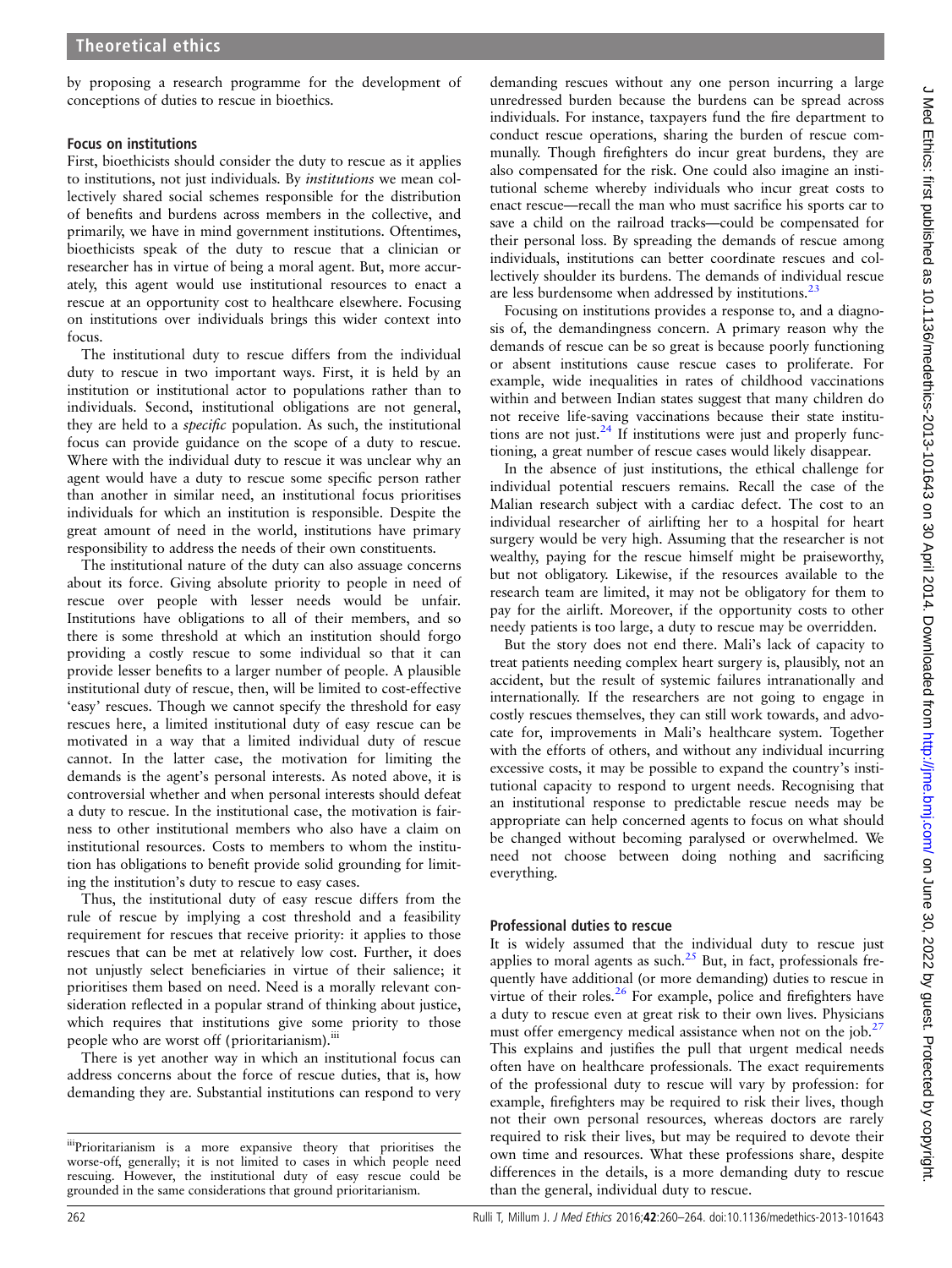by proposing a research programme for the development of conceptions of duties to rescue in bioethics.

### Focus on institutions

First, bioethicists should consider the duty to rescue as it applies to institutions, not just individuals. By *institutions* we mean collectively shared social schemes responsible for the distribution of benefits and burdens across members in the collective, and primarily, we have in mind government institutions. Oftentimes, bioethicists speak of the duty to rescue that a clinician or researcher has in virtue of being a moral agent. But, more accurately, this agent would use institutional resources to enact a rescue at an opportunity cost to healthcare elsewhere. Focusing on institutions over individuals brings this wider context into focus.

The institutional duty to rescue differs from the individual duty to rescue in two important ways. First, it is held by an institution or institutional actor to populations rather than to individuals. Second, institutional obligations are not general, they are held to a *specific* population. As such, the institutional focus can provide guidance on the scope of a duty to rescue. Where with the individual duty to rescue it was unclear why an agent would have a duty to rescue some specific person rather than another in similar need, an institutional focus prioritises individuals for which an institution is responsible. Despite the great amount of need in the world, institutions have primary responsibility to address the needs of their own constituents.

The institutional nature of the duty can also assuage concerns about its force. Giving absolute priority to people in need of rescue over people with lesser needs would be unfair. Institutions have obligations to all of their members, and so there is some threshold at which an institution should forgo providing a costly rescue to some individual so that it can provide lesser benefits to a larger number of people. A plausible institutional duty of rescue, then, will be limited to cost-effective 'easy' rescues. Though we cannot specify the threshold for easy rescues here, a limited institutional duty of easy rescue can be motivated in a way that a limited individual duty of rescue cannot. In the latter case, the motivation for limiting the demands is the agent's personal interests. As noted above, it is controversial whether and when personal interests should defeat a duty to rescue. In the institutional case, the motivation is fairness to other institutional members who also have a claim on institutional resources. Costs to members to whom the institution has obligations to benefit provide solid grounding for limiting the institution's duty to rescue to easy cases.

Thus, the institutional duty of easy rescue differs from the rule of rescue by implying a cost threshold and a feasibility requirement for rescues that receive priority: it applies to those rescues that can be met at relatively low cost. Further, it does not unjustly select beneficiaries in virtue of their salience; it prioritises them based on need. Need is a morally relevant consideration reflected in a popular strand of thinking about justice, which requires that institutions give some priority to those people who are worst off (prioritarianism).[iii]

There is yet another way in which an institutional focus can address concerns about the force of rescue duties, that is, how demanding they are. Substantial institutions can respond to very demanding rescues without any one person incurring a large unredressed burden because the burdens can be spread across individuals. For instance, taxpayers fund the fire department to conduct rescue operations, sharing the burden of rescue communally. Though firefighters do incur great burdens, they are also compensated for the risk. One could also imagine an institutional scheme whereby individuals who incur great costs to enact rescue—recall the man who must sacrifice his sports car to save a child on the railroad tracks—could be compensated for their personal loss. By spreading the demands of rescue among individuals, institutions can better coordinate rescues and collectively shoulder its burdens. The demands of individual rescue are less burdensome when addressed by institutions.[23]

Focusing on institutions provides a response to, and a diagnosis of, the demandingness concern. A primary reason why the demands of rescue can be so great is because poorly functioning or absent institutions cause rescue cases to proliferate. For example, wide inequalities in rates of childhood vaccinations within and between Indian states suggest that many children do not receive life-saving vaccinations because their state institutions are not just.[24] If institutions were just and properly functioning, a great number of rescue cases would likely disappear.

In the absence of just institutions, the ethical challenge for individual potential rescuers remains. Recall the case of the Malian research subject with a cardiac defect. The cost to an individual researcher of airlifting her to a hospital for heart surgery would be very high. Assuming that the researcher is not wealthy, paying for the rescue himself might be praiseworthy, but not obligatory. Likewise, if the resources available to the research team are limited, it may not be obligatory for them to pay for the airlift. Moreover, if the opportunity costs to other needy patients is too large, a duty to rescue may be overridden.

But the story does not end there. Mali's lack of capacity to treat patients needing complex heart surgery is, plausibly, not an accident, but the result of systemic failures intranationally and internationally. If the researchers are not going to engage in costly rescues themselves, they can still work towards, and advocate for, improvements in Mali's healthcare system. Together with the efforts of others, and without any individual incurring excessive costs, it may be possible to expand the country's institutional capacity to respond to urgent needs. Recognising that an institutional response to predictable rescue needs may be appropriate can help concerned agents to focus on what should be changed without becoming paralysed or overwhelmed. We need not choose between doing nothing and sacrificing everything.

### Professional duties to rescue

It is widely assumed that the individual duty to rescue just applies to moral agents as such.[25] But, in fact, professionals frequently have additional (or more demanding) duties to rescue in virtue of their roles.[26] For example, police and firefighters have a duty to rescue even at great risk to their own lives. Physicians must offer emergency medical assistance when not on the job.[27] This explains and justifies the pull that urgent medical needs often have on healthcare professionals. The exact requirements of the professional duty to rescue will vary by profession: for example, firefighters may be required to risk their lives, though not their own personal resources, whereas doctors are rarely required to risk their lives, but may be required to devote their own time and resources. What these professions share, despite differences in the details, is a more demanding duty to rescue than the general, individual duty to rescue.

---

[iii]Prioritarianism is a more expansive theory that prioritises the worse-off, generally; it is not limited to cases in which people need rescuing. However, the institutional duty of easy rescue could be grounded in the same considerations that ground prioritarianism.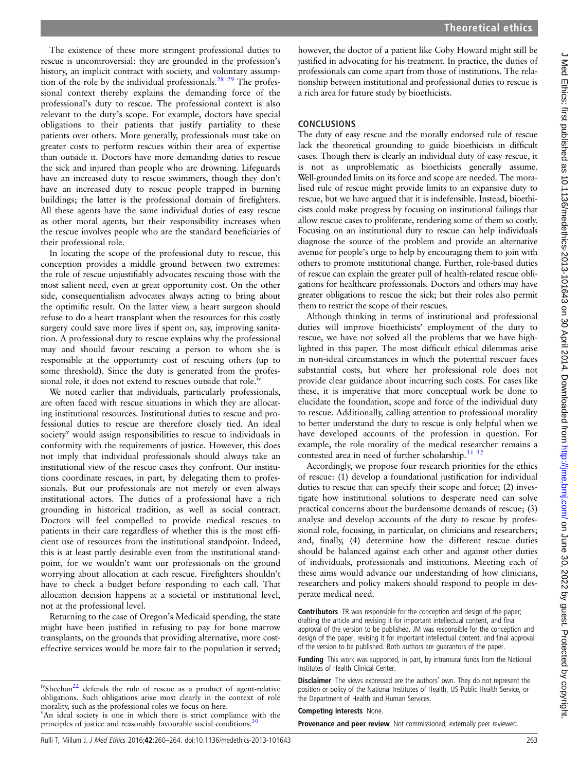The existence of these more stringent professional duties to rescue is uncontroversial: they are grounded in the profession's history, an implicit contract with society, and voluntary assumption of the role by the individual professionals.[28 29] The professional context thereby explains the demanding force of the professional's duty to rescue. The professional context is also relevant to the duty's scope. For example, doctors have special obligations to their patients that justify partiality to these patients over others. More generally, professionals must take on greater costs to perform rescues within their area of expertise than outside it. Doctors have more demanding duties to rescue the sick and injured than people who are drowning. Lifeguards have an increased duty to rescue swimmers, though they don't have an increased duty to rescue people trapped in burning buildings; the latter is the professional domain of firefighters. All these agents have the same individual duties of easy rescue as other moral agents, but their responsibility increases when the rescue involves people who are the standard beneficiaries of their professional role.

In locating the scope of the professional duty to rescue, this conception provides a middle ground between two extremes: the rule of rescue unjustifiably advocates rescuing those with the most salient need, even at great opportunity cost. On the other side, consequentialism advocates always acting to bring about the optimific result. On the latter view, a heart surgeon should refuse to do a heart transplant when the resources for this costly surgery could save more lives if spent on, say, improving sanitation. A professional duty to rescue explains why the professional may and should favour rescuing a person to whom she is responsible at the opportunity cost of rescuing others (up to some threshold). Since the duty is generated from the professional role, it does not extend to rescues outside that role.[iv]

We noted earlier that individuals, particularly professionals, are often faced with rescue situations in which they are allocating institutional resources. Institutional duties to rescue and professional duties to rescue are therefore closely tied. An ideal society[v] would assign responsibilities to rescue to individuals in conformity with the requirements of justice. However, this does not imply that individual professionals should always take an institutional view of the rescue cases they confront. Our institutions coordinate rescues, in part, by delegating them to professionals. But our professionals are not merely or even always institutional actors. The duties of a professional have a rich grounding in historical tradition, as well as social contract. Doctors will feel compelled to provide medical rescues to patients in their care regardless of whether this is the most efficient use of resources from the institutional standpoint. Indeed, this is at least partly desirable even from the institutional standpoint, for we wouldn't want our professionals on the ground worrying about allocation at each rescue. Firefighters shouldn't have to check a budget before responding to each call. That allocation decision happens at a societal or institutional level, not at the professional level.

Returning to the case of Oregon's Medicaid spending, the state might have been justified in refusing to pay for bone marrow transplants, on the grounds that providing alternative, more cost-effective services would be more fair to the population it served; however, the doctor of a patient like Coby Howard might still be justified in advocating for his treatment. In practice, the duties of professionals can come apart from those of institutions. The relationship between institutional and professional duties to rescue is a rich area for future study by bioethicists.

## CONCLUSIONS

The duty of easy rescue and the morally endorsed rule of rescue lack the theoretical grounding to guide bioethicists in difficult cases. Though there is clearly an individual duty of easy rescue, it is not as unproblematic as bioethicists generally assume. Well-grounded limits on its force and scope are needed. The moralised rule of rescue might provide limits to an expansive duty to rescue, but we have argued that it is indefensible. Instead, bioethicists could make progress by focusing on institutional failings that allow rescue cases to proliferate, rendering some of them so costly. Focusing on an institutional duty to rescue can help individuals diagnose the source of the problem and provide an alternative avenue for people's urge to help by encouraging them to join with others to promote institutional change. Further, role-based duties of rescue can explain the greater pull of health-related rescue obligations for healthcare professionals. Doctors and others may have greater obligations to rescue the sick; but their roles also permit them to restrict the scope of their rescues.

Although thinking in terms of institutional and professional duties will improve bioethicists' employment of the duty to rescue, we have not solved all the problems that we have highlighted in this paper. The most difficult ethical dilemmas arise in non-ideal circumstances in which the potential rescuer faces substantial costs, but where her professional role does not provide clear guidance about incurring such costs. For cases like these, it is imperative that more conceptual work be done to elucidate the foundation, scope and force of the individual duty to rescue. Additionally, calling attention to professional morality to better understand the duty to rescue is only helpful when we have developed accounts of the profession in question. For example, the role morality of the medical researcher remains a contested area in need of further scholarship.[31 32]

Accordingly, we propose four research priorities for the ethics of rescue: (1) develop a foundational justification for individual duties to rescue that can specify their scope and force; (2) investigate how institutional solutions to desperate need can solve practical concerns about the burdensome demands of rescue; (3) analyse and develop accounts of the duty to rescue by professional role, focusing, in particular, on clinicians and researchers; and, finally, (4) determine how the different rescue duties should be balanced against each other and against other duties of individuals, professionals and institutions. Meeting each of these aims would advance our understanding of how clinicians, researchers and policy makers should respond to people in desperate medical need.

**Contributors** TR was responsible for the conception and design of the paper; drafting the article and revising it for important intellectual content, and final approval of the version to be published. JM was responsible for the conception and design of the paper, revising it for important intellectual content, and final approval of the version to be published. Both authors are guarantors of the paper.

**Funding** This work was supported, in part, by intramural funds from the National Institutes of Health Clinical Center.

**Disclaimer** The views expressed are the authors' own. They do not represent the position or policy of the National Institutes of Health, US Public Health Service, or the Department of Health and Human Services.

**Competing interests** None.

**Provenance and peer review** Not commissioned; externally peer reviewed.

---

[iv] Sheehan[22] defends the rule of rescue as a product of agent-relative obligations. Such obligations arise most clearly in the context of role morality, such as the professional roles we focus on here.

[v] An ideal society is one in which there is strict compliance with the principles of justice and reasonably favourable social conditions.[30]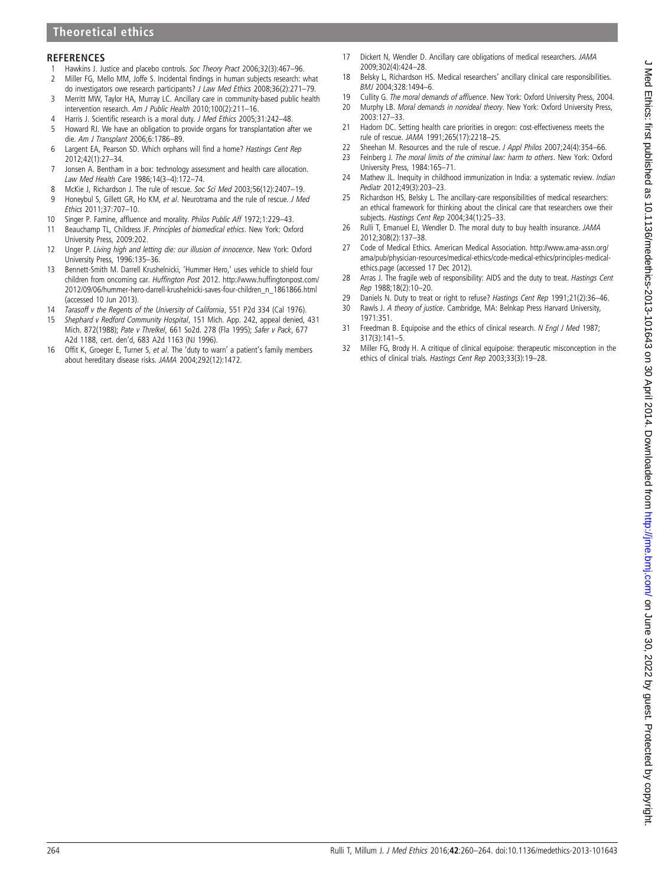## REFERENCES

1. Hawkins J. Justice and placebo controls. *Soc Theory Pract* 2006;32(3):467–96.
2. Miller FG, Mello MM, Joffe S. Incidental findings in human subjects research: what do investigators owe research participants? *J Law Med Ethics* 2008;36(2):271–79.
3. Merritt MW, Taylor HA, Murray LC. Ancillary care in community-based public health intervention research. *Am J Public Health* 2010;100(2):211–16.
4. Harris J. Scientific research is a moral duty. *J Med Ethics* 2005;31:242–48.
5. Howard RJ. We have an obligation to provide organs for transplantation after we die. *Am J Transplant* 2006;6:1786–89.
6. Largent EA, Pearson SD. Which orphans will find a home? *Hastings Cent Rep* 2012;42(1):27–34.
7. Jonsen A. Bentham in a box: technology assessment and health care allocation. *Law Med Health Care* 1986;14(3–4):172–74.
8. McKie J, Richardson J. The rule of rescue. *Soc Sci Med* 2003;56(12):2407–19.
9. Honeybul S, Gillett GR, Ho KM, *et al*. Neurotrama and the rule of rescue. *J Med Ethics* 2011;37:707–10.
10. Singer P. Famine, affluence and morality. *Philos Public Aff* 1972;1:229–43.
11. Beauchamp TL, Childress JF. *Principles of biomedical ethics*. New York: Oxford University Press, 2009:202.
12. Unger P. *Living high and letting die: our illusion of innocence*. New York: Oxford University Press, 1996:135–36.
13. Bennett-Smith M. Darrell Krushelnicki, 'Hummer Hero,' uses vehicle to shield four children from oncoming car. *Huffington Post* 2012. http://www.huffingtonpost.com/2012/09/06/hummer-hero-darrell-krushelnicki-saves-four-children_n_1861866.html (accessed 10 Jun 2013).
14. *Tarasoff v the Regents of the University of California*, 551 P2d 334 (Cal 1976).
15. *Shephard v Redford Community Hospital*, 151 Mich. App. 242, appeal denied, 431 Mich. 872(1988); *Pate v Threlkel*, 661 So2d. 278 (Fla 1995); *Safer v Pack*, 677 A2d 1188, cert. den'd, 683 A2d 1163 (NJ 1996).
16. Offit K, Groeger E, Turner S, *et al*. The 'duty to warn' a patient's family members about hereditary disease risks. *JAMA* 2004;292(12):1472.
17. Dickert N, Wendler D. Ancillary care obligations of medical researchers. *JAMA* 2009;302(4):424–28.
18. Belsky L, Richardson HS. Medical researchers' ancillary clinical care responsibilities. *BMJ* 2004;328:1494–6.
19. Cullity G. *The moral demands of affluence*. New York: Oxford University Press, 2004.
20. Murphy LB. *Moral demands in nonideal theory*. New York: Oxford University Press, 2003:127–33.
21. Hadorn DC. Setting health care priorities in oregon: cost-effectiveness meets the rule of rescue. *JAMA* 1991;265(17):2218–25.
22. Sheehan M. Resources and the rule of rescue. *J Appl Philos* 2007;24(4):354–66.
23. Feinberg J. *The moral limits of the criminal law: harm to others*. New York: Oxford University Press, 1984:165–71.
24. Mathew JL. Inequity in childhood immunization in India: a systematic review. *Indian Pediatr* 2012;49(3):203–23.
25. Richardson HS, Belsky L. The ancillary-care responsibilities of medical researchers: an ethical framework for thinking about the clinical care that researchers owe their subjects. *Hastings Cent Rep* 2004;34(1):25–33.
26. Rulli T, Emanuel EJ, Wendler D. The moral duty to buy health insurance. *JAMA* 2012;308(2):137–38.
27. Code of Medical Ethics. American Medical Association. http://www.ama-assn.org/ama/pub/physician-resources/medical-ethics/code-medical-ethics/principles-medical-ethics.page (accessed 17 Dec 2012).
28. Arras J. The fragile web of responsibility: AIDS and the duty to treat. *Hastings Cent Rep* 1988;18(2):10–20.
29. Daniels N. Duty to treat or right to refuse? *Hastings Cent Rep* 1991;21(2):36–46.
30. Rawls J. *A theory of justice*. Cambridge, MA: Belnkap Press Harvard University, 1971:351.
31. Freedman B. Equipoise and the ethics of clinical research. *N Engl J Med* 1987;317(3):141–5.
32. Miller FG, Brody H. A critique of clinical equipoise: therapeutic misconception in the ethics of clinical trials. *Hastings Cent Rep* 2003;33(3):19–28.